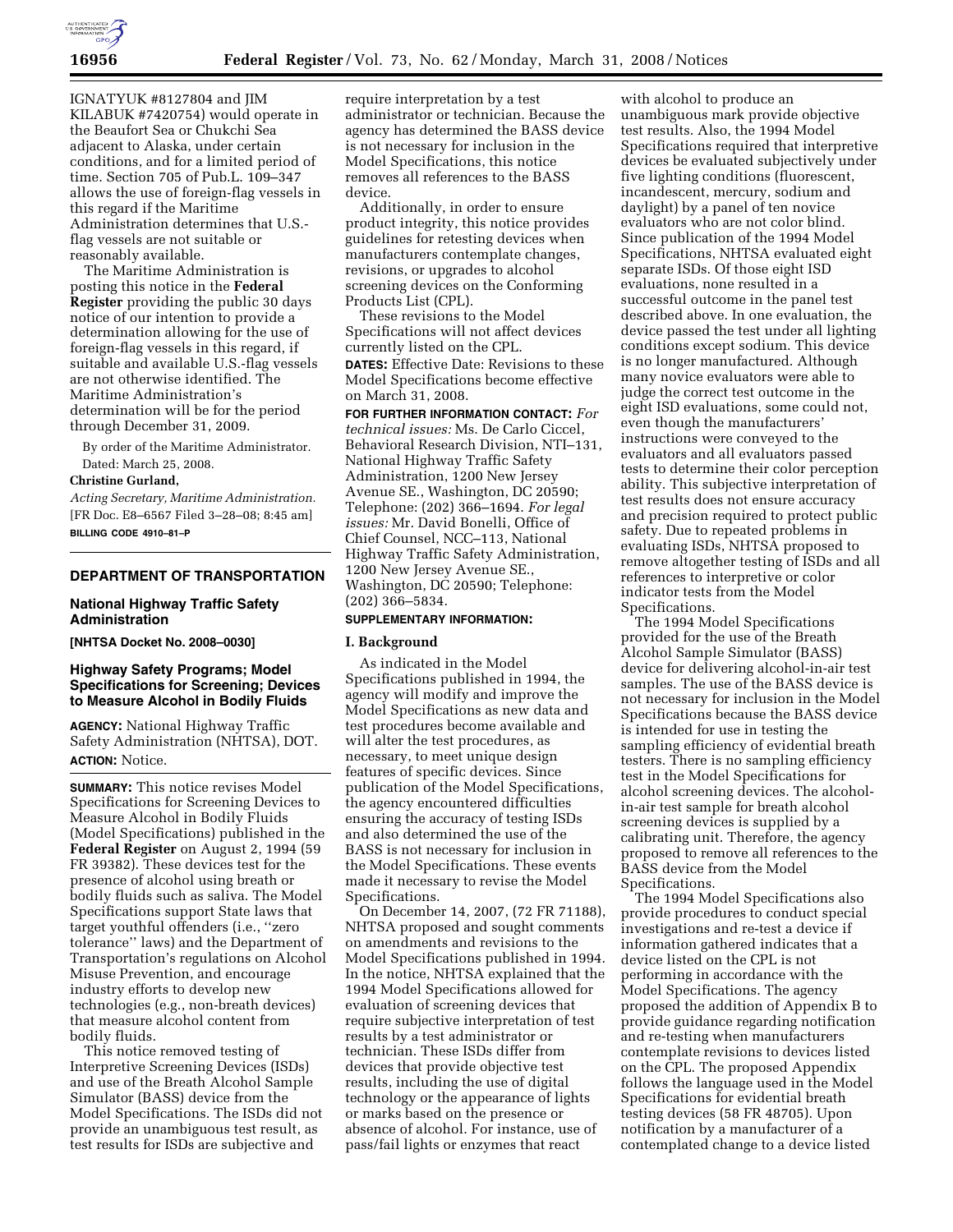IGNATYUK #8127804 and JIM KILABUK #7420754) would operate in the Beaufort Sea or Chukchi Sea adjacent to Alaska, under certain conditions, and for a limited period of time. Section 705 of Pub.L. 109–347 allows the use of foreign-flag vessels in this regard if the Maritime Administration determines that U.S.-flag vessels are not suitable or reasonably available.

The Maritime Administration is posting this notice in the **Federal Register** providing the public 30 days notice of our intention to provide a determination allowing for the use of foreign-flag vessels in this regard, if suitable and available U.S.-flag vessels are not otherwise identified. The Maritime Administration's determination will be for the period through December 31, 2009.

By order of the Maritime Administrator.

Dated: March 25, 2008.

**Christine Gurland,**

*Acting Secretary, Maritime Administration.*

[FR Doc. E8–6567 Filed 3–28–08; 8:45 am]

**BILLING CODE 4910–81–P**

---

## DEPARTMENT OF TRANSPORTATION

### National Highway Traffic Safety Administration

**[NHTSA Docket No. 2008–0030]**

### Highway Safety Programs; Model Specifications for Screening; Devices to Measure Alcohol in Bodily Fluids

**AGENCY:** National Highway Traffic Safety Administration (NHTSA), DOT.

**ACTION:** Notice.

**SUMMARY:** This notice revises Model Specifications for Screening Devices to Measure Alcohol in Bodily Fluids (Model Specifications) published in the **Federal Register** on August 2, 1994 (59 FR 39382). These devices test for the presence of alcohol using breath or bodily fluids such as saliva. The Model Specifications support State laws that target youthful offenders (i.e., ''zero tolerance'' laws) and the Department of Transportation's regulations on Alcohol Misuse Prevention, and encourage industry efforts to develop new technologies (e.g., non-breath devices) that measure alcohol content from bodily fluids.

This notice removed testing of Interpretive Screening Devices (ISDs) and use of the Breath Alcohol Sample Simulator (BASS) device from the Model Specifications. The ISDs did not provide an unambiguous test result, as test results for ISDs are subjective and require interpretation by a test administrator or technician. Because the agency has determined the BASS device is not necessary for inclusion in the Model Specifications, this notice removes all references to the BASS device.

Additionally, in order to ensure product integrity, this notice provides guidelines for retesting devices when manufacturers contemplate changes, revisions, or upgrades to alcohol screening devices on the Conforming Products List (CPL).

These revisions to the Model Specifications will not affect devices currently listed on the CPL.

**DATES:** Effective Date: Revisions to these Model Specifications become effective on March 31, 2008.

**FOR FURTHER INFORMATION CONTACT:** *For technical issues:* Ms. De Carlo Ciccel, Behavioral Research Division, NTI–131, National Highway Traffic Safety Administration, 1200 New Jersey Avenue SE., Washington, DC 20590; Telephone: (202) 366–1694. *For legal issues:* Mr. David Bonelli, Office of Chief Counsel, NCC–113, National Highway Traffic Safety Administration, 1200 New Jersey Avenue SE., Washington, DC 20590; Telephone: (202) 366–5834.

**SUPPLEMENTARY INFORMATION:**

#### I. Background

As indicated in the Model Specifications published in 1994, the agency will modify and improve the Model Specifications as new data and test procedures become available and will alter the test procedures, as necessary, to meet unique design features of specific devices. Since publication of the Model Specifications, the agency encountered difficulties ensuring the accuracy of testing ISDs and also determined the use of the BASS is not necessary for inclusion in the Model Specifications. These events made it necessary to revise the Model Specifications.

On December 14, 2007, (72 FR 71188), NHTSA proposed and sought comments on amendments and revisions to the Model Specifications published in 1994. In the notice, NHTSA explained that the 1994 Model Specifications allowed for evaluation of screening devices that require subjective interpretation of test results by a test administrator or technician. These ISDs differ from devices that provide objective test results, including the use of digital technology or the appearance of lights or marks based on the presence or absence of alcohol. For instance, use of pass/fail lights or enzymes that react with alcohol to produce an unambiguous mark provide objective test results. Also, the 1994 Model Specifications required that interpretive devices be evaluated subjectively under five lighting conditions (fluorescent, incandescent, mercury, sodium and daylight) by a panel of ten novice evaluators who are not color blind. Since publication of the 1994 Model Specifications, NHTSA evaluated eight separate ISDs. Of those eight ISD evaluations, none resulted in a successful outcome in the panel test described above. In one evaluation, the device passed the test under all lighting conditions except sodium. This device is no longer manufactured. Although many novice evaluators were able to judge the correct test outcome in the eight ISD evaluations, some could not, even though the manufacturers' instructions were conveyed to the evaluators and all evaluators passed tests to determine their color perception ability. This subjective interpretation of test results does not ensure accuracy and precision required to protect public safety. Due to repeated problems in evaluating ISDs, NHTSA proposed to remove altogether testing of ISDs and all references to interpretive or color indicator tests from the Model Specifications.

The 1994 Model Specifications provided for the use of the Breath Alcohol Sample Simulator (BASS) device for delivering alcohol-in-air test samples. The use of the BASS device is not necessary for inclusion in the Model Specifications because the BASS device is intended for use in testing the sampling efficiency of evidential breath testers. There is no sampling efficiency test in the Model Specifications for alcohol screening devices. The alcohol-in-air test sample for breath alcohol screening devices is supplied by a calibrating unit. Therefore, the agency proposed to remove all references to the BASS device from the Model Specifications.

The 1994 Model Specifications also provide procedures to conduct special investigations and re-test a device if information gathered indicates that a device listed on the CPL is not performing in accordance with the Model Specifications. The agency proposed the addition of Appendix B to provide guidance regarding notification and re-testing when manufacturers contemplate revisions to devices listed on the CPL. The proposed Appendix follows the language used in the Model Specifications for evidential breath testing devices (58 FR 48705). Upon notification by a manufacturer of a contemplated change to a device listed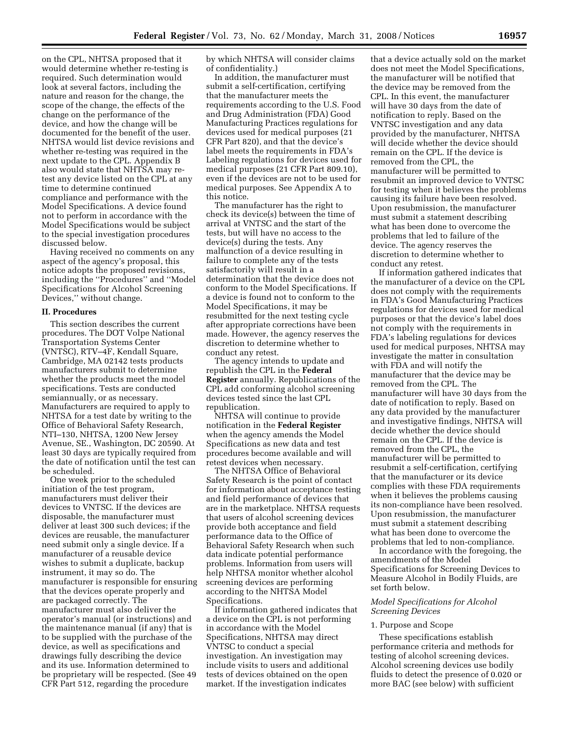on the CPL, NHTSA proposed that it would determine whether re-testing is required. Such determination would look at several factors, including the nature and reason for the change, the scope of the change, the effects of the change on the performance of the device, and how the change will be documented for the benefit of the user. NHTSA would list device revisions and whether re-testing was required in the next update to the CPL. Appendix B also would state that NHTSA may re-test any device listed on the CPL at any time to determine continued compliance and performance with the Model Specifications. A device found not to perform in accordance with the Model Specifications would be subject to the special investigation procedures discussed below.

Having received no comments on any aspect of the agency's proposal, this notice adopts the proposed revisions, including the ''Procedures'' and ''Model Specifications for Alcohol Screening Devices,'' without change.

## II. Procedures

This section describes the current procedures. The DOT Volpe National Transportation Systems Center (VNTSC), RTV–4F, Kendall Square, Cambridge, MA 02142 tests products manufacturers submit to determine whether the products meet the model specifications. Tests are conducted semiannually, or as necessary. Manufacturers are required to apply to NHTSA for a test date by writing to the Office of Behavioral Safety Research, NTI–130, NHTSA, 1200 New Jersey Avenue, SE., Washington, DC 20590. At least 30 days are typically required from the date of notification until the test can be scheduled.

One week prior to the scheduled initiation of the test program, manufacturers must deliver their devices to VNTSC. If the devices are disposable, the manufacturer must deliver at least 300 such devices; if the devices are reusable, the manufacturer need submit only a single device. If a manufacturer of a reusable device wishes to submit a duplicate, backup instrument, it may so do. The manufacturer is responsible for ensuring that the devices operate properly and are packaged correctly. The manufacturer must also deliver the operator's manual (or instructions) and the maintenance manual (if any) that is to be supplied with the purchase of the device, as well as specifications and drawings fully describing the device and its use. Information determined to be proprietary will be respected. (See 49 CFR Part 512, regarding the procedure by which NHTSA will consider claims of confidentiality.)

In addition, the manufacturer must submit a self-certification, certifying that the manufacturer meets the requirements according to the U.S. Food and Drug Administration (FDA) Good Manufacturing Practices regulations for devices used for medical purposes (21 CFR Part 820), and that the device's label meets the requirements in FDA's Labeling regulations for devices used for medical purposes (21 CFR Part 809.10), even if the devices are not to be used for medical purposes. See Appendix A to this notice.

The manufacturer has the right to check its device(s) between the time of arrival at VNTSC and the start of the tests, but will have no access to the device(s) during the tests. Any malfunction of a device resulting in failure to complete any of the tests satisfactorily will result in a determination that the device does not conform to the Model Specifications. If a device is found not to conform to the Model Specifications, it may be resubmitted for the next testing cycle after appropriate corrections have been made. However, the agency reserves the discretion to determine whether to conduct any retest.

The agency intends to update and republish the CPL in the **Federal Register** annually. Republications of the CPL add conforming alcohol screening devices tested since the last CPL republication.

NHTSA will continue to provide notification in the **Federal Register** when the agency amends the Model Specifications as new data and test procedures become available and will retest devices when necessary.

The NHTSA Office of Behavioral Safety Research is the point of contact for information about acceptance testing and field performance of devices that are in the marketplace. NHTSA requests that users of alcohol screening devices provide both acceptance and field performance data to the Office of Behavioral Safety Research when such data indicate potential performance problems. Information from users will help NHTSA monitor whether alcohol screening devices are performing according to the NHTSA Model Specifications.

If information gathered indicates that a device on the CPL is not performing in accordance with the Model Specifications, NHTSA may direct VNTSC to conduct a special investigation. An investigation may include visits to users and additional tests of devices obtained on the open market. If the investigation indicates that a device actually sold on the market does not meet the Model Specifications, the manufacturer will be notified that the device may be removed from the CPL. In this event, the manufacturer will have 30 days from the date of notification to reply. Based on the VNTSC investigation and any data provided by the manufacturer, NHTSA will decide whether the device should remain on the CPL. If the device is removed from the CPL, the manufacturer will be permitted to resubmit an improved device to VNTSC for testing when it believes the problems causing its failure have been resolved. Upon resubmission, the manufacturer must submit a statement describing what has been done to overcome the problems that led to failure of the device. The agency reserves the discretion to determine whether to conduct any retest.

If information gathered indicates that the manufacturer of a device on the CPL does not comply with the requirements in FDA's Good Manufacturing Practices regulations for devices used for medical purposes or that the device's label does not comply with the requirements in FDA's labeling regulations for devices used for medical purposes, NHTSA may investigate the matter in consultation with FDA and will notify the manufacturer that the device may be removed from the CPL. The manufacturer will have 30 days from the date of notification to reply. Based on any data provided by the manufacturer and investigative findings, NHTSA will decide whether the device should remain on the CPL. If the device is removed from the CPL, the manufacturer will be permitted to resubmit a self-certification, certifying that the manufacturer or its device complies with these FDA requirements when it believes the problems causing its non-compliance have been resolved. Upon resubmission, the manufacturer must submit a statement describing what has been done to overcome the problems that led to non-compliance.

In accordance with the foregoing, the amendments of the Model Specifications for Screening Devices to Measure Alcohol in Bodily Fluids, are set forth below.

### *Model Specifications for Alcohol Screening Devices*

1. Purpose and Scope

These specifications establish performance criteria and methods for testing of alcohol screening devices. Alcohol screening devices use bodily fluids to detect the presence of 0.020 or more BAC (see below) with sufficient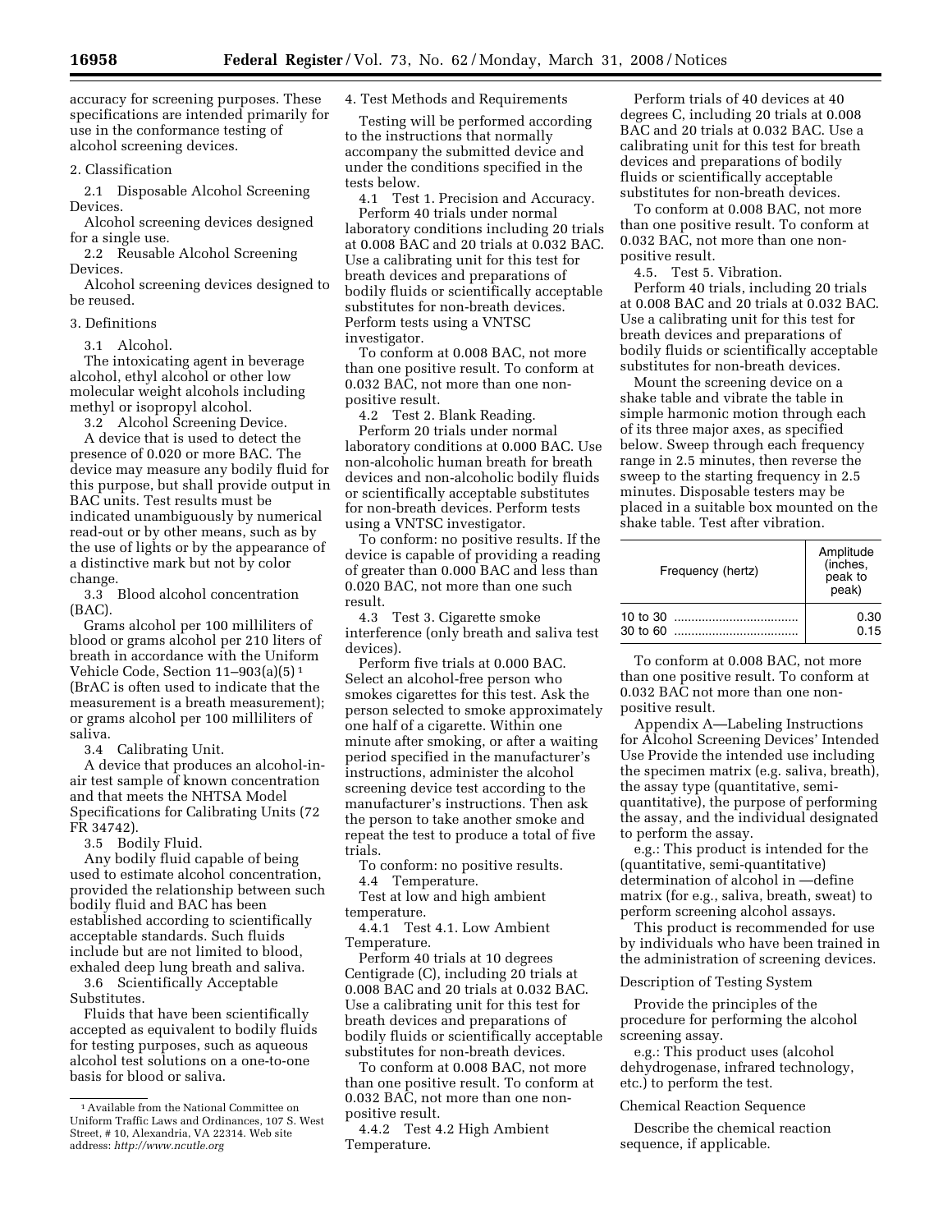accuracy for screening purposes. These specifications are intended primarily for use in the conformance testing of alcohol screening devices.

2. Classification

2.1 Disposable Alcohol Screening Devices.

Alcohol screening devices designed for a single use.

2.2 Reusable Alcohol Screening Devices.

Alcohol screening devices designed to be reused.

3. Definitions

3.1 Alcohol.

The intoxicating agent in beverage alcohol, ethyl alcohol or other low molecular weight alcohols including methyl or isopropyl alcohol.

3.2 Alcohol Screening Device.

A device that is used to detect the presence of 0.020 or more BAC. The device may measure any bodily fluid for this purpose, but shall provide output in BAC units. Test results must be indicated unambiguously by numerical read-out or by other means, such as by the use of lights or by the appearance of a distinctive mark but not by color change.

3.3 Blood alcohol concentration (BAC).

Grams alcohol per 100 milliliters of blood or grams alcohol per 210 liters of breath in accordance with the Uniform Vehicle Code, Section 11–903(a)(5) [1] (BrAC is often used to indicate that the measurement is a breath measurement); or grams alcohol per 100 milliliters of saliva.

3.4 Calibrating Unit.

A device that produces an alcohol-in-air test sample of known concentration and that meets the NHTSA Model Specifications for Calibrating Units (72 FR 34742).

3.5 Bodily Fluid.

Any bodily fluid capable of being used to estimate alcohol concentration, provided the relationship between such bodily fluid and BAC has been established according to scientifically acceptable standards. Such fluids include but are not limited to blood, exhaled deep lung breath and saliva.

3.6 Scientifically Acceptable Substitutes.

Fluids that have been scientifically accepted as equivalent to bodily fluids for testing purposes, such as aqueous alcohol test solutions on a one-to-one basis for blood or saliva.

4. Test Methods and Requirements

Testing will be performed according to the instructions that normally accompany the submitted device and under the conditions specified in the tests below.

4.1 Test 1. Precision and Accuracy.

Perform 40 trials under normal laboratory conditions including 20 trials at 0.008 BAC and 20 trials at 0.032 BAC. Use a calibrating unit for this test for breath devices and preparations of bodily fluids or scientifically acceptable substitutes for non-breath devices. Perform tests using a VNTSC investigator.

To conform at 0.008 BAC, not more than one positive result. To conform at 0.032 BAC, not more than one non-positive result.

4.2 Test 2. Blank Reading.

Perform 20 trials under normal laboratory conditions at 0.000 BAC. Use non-alcoholic human breath for breath devices and non-alcoholic bodily fluids or scientifically acceptable substitutes for non-breath devices. Perform tests using a VNTSC investigator.

To conform: no positive results. If the device is capable of providing a reading of greater than 0.000 BAC and less than 0.020 BAC, not more than one such result.

4.3 Test 3. Cigarette smoke interference (only breath and saliva test devices).

Perform five trials at 0.000 BAC. Select an alcohol-free person who smokes cigarettes for this test. Ask the person selected to smoke approximately one half of a cigarette. Within one minute after smoking, or after a waiting period specified in the manufacturer's instructions, administer the alcohol screening device test according to the manufacturer's instructions. Then ask the person to take another smoke and repeat the test to produce a total of five trials.

To conform: no positive results.

4.4 Temperature.

Test at low and high ambient temperature.

4.4.1 Test 4.1. Low Ambient Temperature.

Perform 40 trials at 10 degrees Centigrade (C), including 20 trials at 0.008 BAC and 20 trials at 0.032 BAC. Use a calibrating unit for this test for breath devices and preparations of bodily fluids or scientifically acceptable substitutes for non-breath devices.

To conform at 0.008 BAC, not more than one positive result. To conform at 0.032 BAC, not more than one non-positive result.

4.4.2 Test 4.2 High Ambient Temperature.

Perform trials of 40 devices at 40 degrees C, including 20 trials at 0.008 BAC and 20 trials at 0.032 BAC. Use a calibrating unit for this test for breath devices and preparations of bodily fluids or scientifically acceptable substitutes for non-breath devices.

To conform at 0.008 BAC, not more than one positive result. To conform at 0.032 BAC, not more than one non-positive result.

4.5. Test 5. Vibration.

Perform 40 trials, including 20 trials at 0.008 BAC and 20 trials at 0.032 BAC. Use a calibrating unit for this test for breath devices and preparations of bodily fluids or scientifically acceptable substitutes for non-breath devices.

Mount the screening device on a shake table and vibrate the table in simple harmonic motion through each of its three major axes, as specified below. Sweep through each frequency range in 2.5 minutes, then reverse the sweep to the starting frequency in 2.5 minutes. Disposable testers may be placed in a suitable box mounted on the shake table. Test after vibration.

| Frequency (hertz) | Amplitude (inches, peak to peak) |
|---|---|
| 10 to 30 | 0.30 |
| 30 to 60 | 0.15 |

To conform at 0.008 BAC, not more than one positive result. To conform at 0.032 BAC not more than one non-positive result.

Appendix A—Labeling Instructions for Alcohol Screening Devices' Intended Use Provide the intended use including the specimen matrix (e.g. saliva, breath), the assay type (quantitative, semi-quantitative), the purpose of performing the assay, and the individual designated to perform the assay.

e.g.: This product is intended for the (quantitative, semi-quantitative) determination of alcohol in —define matrix (for e.g., saliva, breath, sweat) to perform screening alcohol assays.

This product is recommended for use by individuals who have been trained in the administration of screening devices.

Description of Testing System

Provide the principles of the procedure for performing the alcohol screening assay.

e.g.: This product uses (alcohol dehydrogenase, infrared technology, etc.) to perform the test.

Chemical Reaction Sequence

Describe the chemical reaction sequence, if applicable.

---

[1] Available from the National Committee on Uniform Traffic Laws and Ordinances, 107 S. West Street, # 10, Alexandria, VA 22314. Web site address: *http://www.ncutle.org*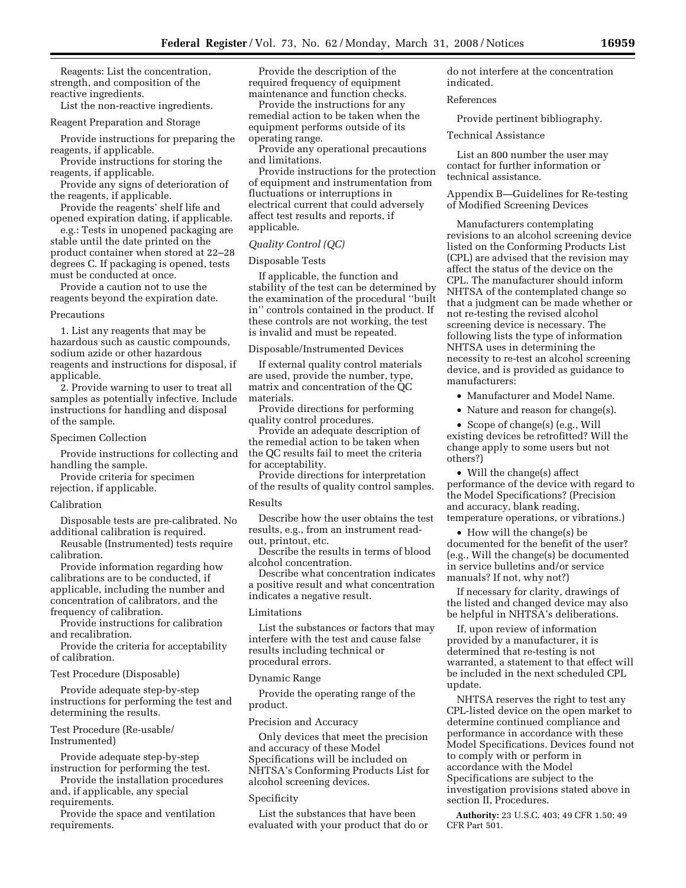Reagents: List the concentration, strength, and composition of the reactive ingredients.

List the non-reactive ingredients.

Reagent Preparation and Storage

Provide instructions for preparing the reagents, if applicable.

Provide instructions for storing the reagents, if applicable.

Provide any signs of deterioration of the reagents, if applicable.

Provide the reagents' shelf life and opened expiration dating, if applicable.

e.g.: Tests in unopened packaging are stable until the date printed on the product container when stored at 22–28 degrees C. If packaging is opened, tests must be conducted at once.

Provide a caution not to use the reagents beyond the expiration date.

Precautions

1. List any reagents that may be hazardous such as caustic compounds, sodium azide or other hazardous reagents and instructions for disposal, if applicable.

2. Provide warning to user to treat all samples as potentially infective. Include instructions for handling and disposal of the sample.

Specimen Collection

Provide instructions for collecting and handling the sample.

Provide criteria for specimen rejection, if applicable.

Calibration

Disposable tests are pre-calibrated. No additional calibration is required.

Reusable (Instrumented) tests require calibration.

Provide information regarding how calibrations are to be conducted, if applicable, including the number and concentration of calibrators, and the frequency of calibration.

Provide instructions for calibration and recalibration.

Provide the criteria for acceptability of calibration.

Test Procedure (Disposable)

Provide adequate step-by-step instructions for performing the test and determining the results.

Test Procedure (Re-usable/Instrumented)

Provide adequate step-by-step instruction for performing the test.

Provide the installation procedures and, if applicable, any special requirements.

Provide the space and ventilation requirements.

Provide the description of the required frequency of equipment maintenance and function checks.

Provide the instructions for any remedial action to be taken when the equipment performs outside of its operating range.

Provide any operational precautions and limitations.

Provide instructions for the protection of equipment and instrumentation from fluctuations or interruptions in electrical current that could adversely affect test results and reports, if applicable.

*Quality Control (QC)*

Disposable Tests

If applicable, the function and stability of the test can be determined by the examination of the procedural ''built in'' controls contained in the product. If these controls are not working, the test is invalid and must be repeated.

Disposable/Instrumented Devices

If external quality control materials are used, provide the number, type, matrix and concentration of the QC materials.

Provide directions for performing quality control procedures.

Provide an adequate description of the remedial action to be taken when the QC results fail to meet the criteria for acceptability.

Provide directions for interpretation of the results of quality control samples.

Results

Describe how the user obtains the test results, e.g., from an instrument read-out, printout, etc.

Describe the results in terms of blood alcohol concentration.

Describe what concentration indicates a positive result and what concentration indicates a negative result.

Limitations

List the substances or factors that may interfere with the test and cause false results including technical or procedural errors.

Dynamic Range

Provide the operating range of the product.

Precision and Accuracy

Only devices that meet the precision and accuracy of these Model Specifications will be included on NHTSA's Conforming Products List for alcohol screening devices.

Specificity

List the substances that have been evaluated with your product that do or do not interfere at the concentration indicated.

References

Provide pertinent bibliography.

Technical Assistance

List an 800 number the user may contact for further information or technical assistance.

Appendix B—Guidelines for Re-testing of Modified Screening Devices

Manufacturers contemplating revisions to an alcohol screening device listed on the Conforming Products List (CPL) are advised that the revision may affect the status of the device on the CPL. The manufacturer should inform NHTSA of the contemplated change so that a judgment can be made whether or not re-testing the revised alcohol screening device is necessary. The following lists the type of information NHTSA uses in determining the necessity to re-test an alcohol screening device, and is provided as guidance to manufacturers:

- Manufacturer and Model Name.
- Nature and reason for change(s).
- Scope of change(s) (e.g., Will existing devices be retrofitted? Will the change apply to some users but not others?)
- Will the change(s) affect performance of the device with regard to the Model Specifications? (Precision and accuracy, blank reading, temperature operations, or vibrations.)
- How will the change(s) be documented for the benefit of the user? (e.g., Will the change(s) be documented in service bulletins and/or service manuals? If not, why not?)

If necessary for clarity, drawings of the listed and changed device may also be helpful in NHTSA's deliberations.

If, upon review of information provided by a manufacturer, it is determined that re-testing is not warranted, a statement to that effect will be included in the next scheduled CPL update.

NHTSA reserves the right to test any CPL-listed device on the open market to determine continued compliance and performance in accordance with these Model Specifications. Devices found not to comply with or perform in accordance with the Model Specifications are subject to the investigation provisions stated above in section II, Procedures.

**Authority:** 23 U.S.C. 403; 49 CFR 1.50; 49 CFR Part 501.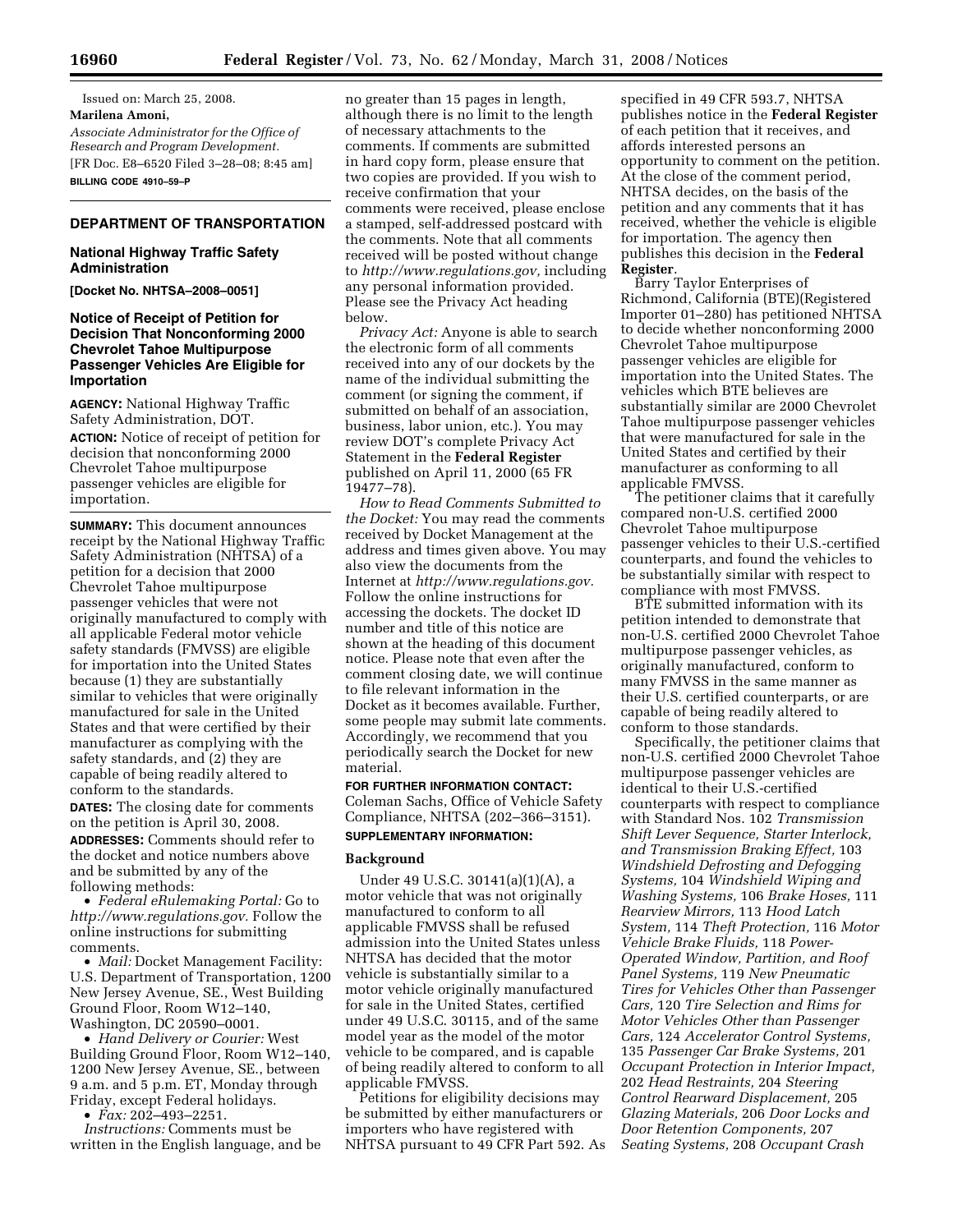Issued on: March 25, 2008.

**Marilena Amoni,**

*Associate Administrator for the Office of Research and Program Development.*

[FR Doc. E8–6520 Filed 3–28–08; 8:45 am]

**BILLING CODE 4910–59–P**

## DEPARTMENT OF TRANSPORTATION

### National Highway Traffic Safety Administration

**[Docket No. NHTSA–2008–0051]**

### Notice of Receipt of Petition for Decision That Nonconforming 2000 Chevrolet Tahoe Multipurpose Passenger Vehicles Are Eligible for Importation

**AGENCY:** National Highway Traffic Safety Administration, DOT.

**ACTION:** Notice of receipt of petition for decision that nonconforming 2000 Chevrolet Tahoe multipurpose passenger vehicles are eligible for importation.

**SUMMARY:** This document announces receipt by the National Highway Traffic Safety Administration (NHTSA) of a petition for a decision that 2000 Chevrolet Tahoe multipurpose passenger vehicles that were not originally manufactured to comply with all applicable Federal motor vehicle safety standards (FMVSS) are eligible for importation into the United States because (1) they are substantially similar to vehicles that were originally manufactured for sale in the United States and that were certified by their manufacturer as complying with the safety standards, and (2) they are capable of being readily altered to conform to the standards.

**DATES:** The closing date for comments on the petition is April 30, 2008.

**ADDRESSES:** Comments should refer to the docket and notice numbers above and be submitted by any of the following methods:

- *Federal eRulemaking Portal:* Go to *http://www.regulations.gov.* Follow the online instructions for submitting comments.
- *Mail:* Docket Management Facility: U.S. Department of Transportation, 1200 New Jersey Avenue, SE., West Building Ground Floor, Room W12–140, Washington, DC 20590–0001.
- *Hand Delivery or Courier:* West Building Ground Floor, Room W12–140, 1200 New Jersey Avenue, SE., between 9 a.m. and 5 p.m. ET, Monday through Friday, except Federal holidays.
- *Fax:* 202–493–2251.

*Instructions:* Comments must be written in the English language, and be no greater than 15 pages in length, although there is no limit to the length of necessary attachments to the comments. If comments are submitted in hard copy form, please ensure that two copies are provided. If you wish to receive confirmation that your comments were received, please enclose a stamped, self-addressed postcard with the comments. Note that all comments received will be posted without change to *http://www.regulations.gov,* including any personal information provided. Please see the Privacy Act heading below.

*Privacy Act:* Anyone is able to search the electronic form of all comments received into any of our dockets by the name of the individual submitting the comment (or signing the comment, if submitted on behalf of an association, business, labor union, etc.). You may review DOT's complete Privacy Act Statement in the **Federal Register** published on April 11, 2000 (65 FR 19477–78).

*How to Read Comments Submitted to the Docket:* You may read the comments received by Docket Management at the address and times given above. You may also view the documents from the Internet at *http://www.regulations.gov.* Follow the online instructions for accessing the dockets. The docket ID number and title of this notice are shown at the heading of this document notice. Please note that even after the comment closing date, we will continue to file relevant information in the Docket as it becomes available. Further, some people may submit late comments. Accordingly, we recommend that you periodically search the Docket for new material.

**FOR FURTHER INFORMATION CONTACT:** Coleman Sachs, Office of Vehicle Safety Compliance, NHTSA (202–366–3151).

**SUPPLEMENTARY INFORMATION:**

**Background**

Under 49 U.S.C. 30141(a)(1)(A), a motor vehicle that was not originally manufactured to conform to all applicable FMVSS shall be refused admission into the United States unless NHTSA has decided that the motor vehicle is substantially similar to a motor vehicle originally manufactured for sale in the United States, certified under 49 U.S.C. 30115, and of the same model year as the model of the motor vehicle to be compared, and is capable of being readily altered to conform to all applicable FMVSS.

Petitions for eligibility decisions may be submitted by either manufacturers or importers who have registered with NHTSA pursuant to 49 CFR Part 592. As specified in 49 CFR 593.7, NHTSA publishes notice in the **Federal Register** of each petition that it receives, and affords interested persons an opportunity to comment on the petition. At the close of the comment period, NHTSA decides, on the basis of the petition and any comments that it has received, whether the vehicle is eligible for importation. The agency then publishes this decision in the **Federal Register**.

Barry Taylor Enterprises of Richmond, California (BTE)(Registered Importer 01–280) has petitioned NHTSA to decide whether nonconforming 2000 Chevrolet Tahoe multipurpose passenger vehicles are eligible for importation into the United States. The vehicles which BTE believes are substantially similar are 2000 Chevrolet Tahoe multipurpose passenger vehicles that were manufactured for sale in the United States and certified by their manufacturer as conforming to all applicable FMVSS.

The petitioner claims that it carefully compared non-U.S. certified 2000 Chevrolet Tahoe multipurpose passenger vehicles to their U.S.-certified counterparts, and found the vehicles to be substantially similar with respect to compliance with most FMVSS.

BTE submitted information with its petition intended to demonstrate that non-U.S. certified 2000 Chevrolet Tahoe multipurpose passenger vehicles, as originally manufactured, conform to many FMVSS in the same manner as their U.S. certified counterparts, or are capable of being readily altered to conform to those standards.

Specifically, the petitioner claims that non-U.S. certified 2000 Chevrolet Tahoe multipurpose passenger vehicles are identical to their U.S.-certified counterparts with respect to compliance with Standard Nos. 102 *Transmission Shift Lever Sequence, Starter Interlock, and Transmission Braking Effect,* 103 *Windshield Defrosting and Defogging Systems,* 104 *Windshield Wiping and Washing Systems,* 106 *Brake Hoses,* 111 *Rearview Mirrors,* 113 *Hood Latch System,* 114 *Theft Protection,* 116 *Motor Vehicle Brake Fluids,* 118 *Power-Operated Window, Partition, and Roof Panel Systems,* 119 *New Pneumatic Tires for Vehicles Other than Passenger Cars,* 120 *Tire Selection and Rims for Motor Vehicles Other than Passenger Cars,* 124 *Accelerator Control Systems,* 135 *Passenger Car Brake Systems,* 201 *Occupant Protection in Interior Impact,* 202 *Head Restraints,* 204 *Steering Control Rearward Displacement,* 205 *Glazing Materials,* 206 *Door Locks and Door Retention Components,* 207 *Seating Systems,* 208 *Occupant Crash*